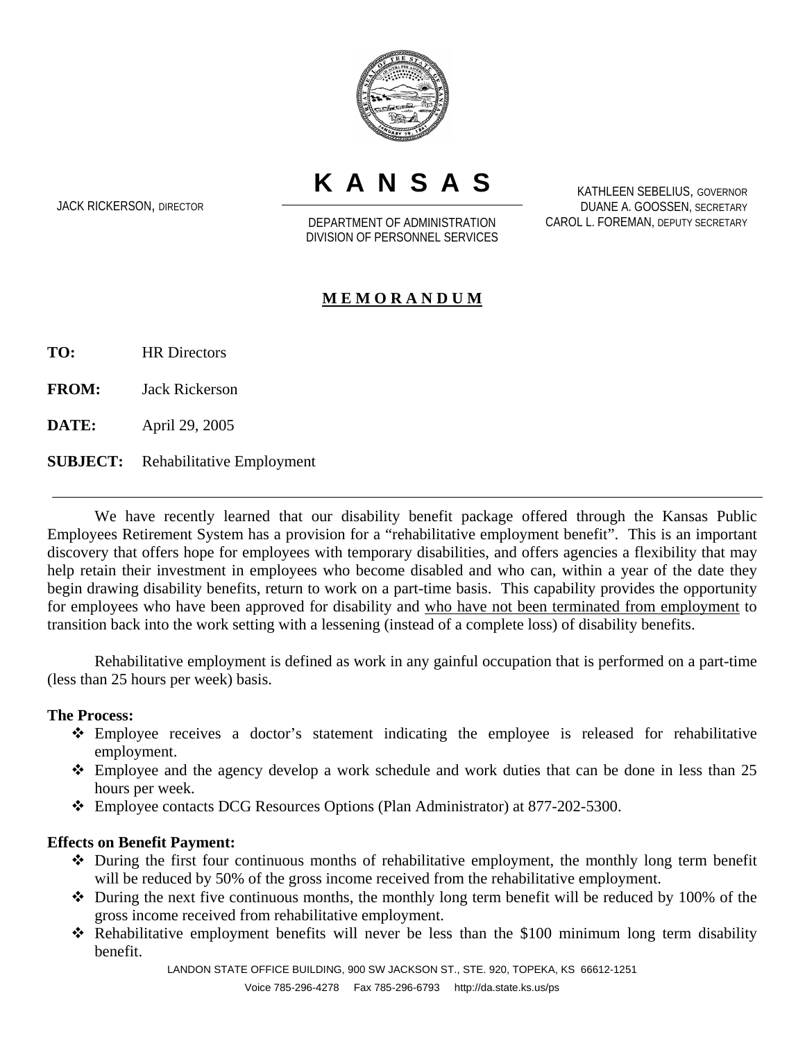# KANSAS

JACK RICKERSON, DIRECTOR

DEPARTMENT OF ADMINISTRATION
DIVISION OF PERSONNEL SERVICES

KATHLEEN SEBELIUS, GOVERNOR
DUANE A. GOOSSEN, SECRETARY
CAROL L. FOREMAN, DEPUTY SECRETARY

## MEMORANDUM

**TO:** HR Directors

**FROM:** Jack Rickerson

**DATE:** April 29, 2005

**SUBJECT:** Rehabilitative Employment

---

We have recently learned that our disability benefit package offered through the Kansas Public Employees Retirement System has a provision for a "rehabilitative employment benefit". This is an important discovery that offers hope for employees with temporary disabilities, and offers agencies a flexibility that may help retain their investment in employees who become disabled and who can, within a year of the date they begin drawing disability benefits, return to work on a part-time basis. This capability provides the opportunity for employees who have been approved for disability and <u>who have not been terminated from employment</u> to transition back into the work setting with a lessening (instead of a complete loss) of disability benefits.

Rehabilitative employment is defined as work in any gainful occupation that is performed on a part-time (less than 25 hours per week) basis.

**The Process:**

- Employee receives a doctor's statement indicating the employee is released for rehabilitative employment.
- Employee and the agency develop a work schedule and work duties that can be done in less than 25 hours per week.
- Employee contacts DCG Resources Options (Plan Administrator) at 877-202-5300.

**Effects on Benefit Payment:**

- During the first four continuous months of rehabilitative employment, the monthly long term benefit will be reduced by 50% of the gross income received from the rehabilitative employment.
- During the next five continuous months, the monthly long term benefit will be reduced by 100% of the gross income received from rehabilitative employment.
- Rehabilitative employment benefits will never be less than the $100 minimum long term disability benefit.

LANDON STATE OFFICE BUILDING, 900 SW JACKSON ST., STE. 920, TOPEKA, KS 66612-1251
Voice 785-296-4278 Fax 785-296-6793 http://da.state.ks.us/ps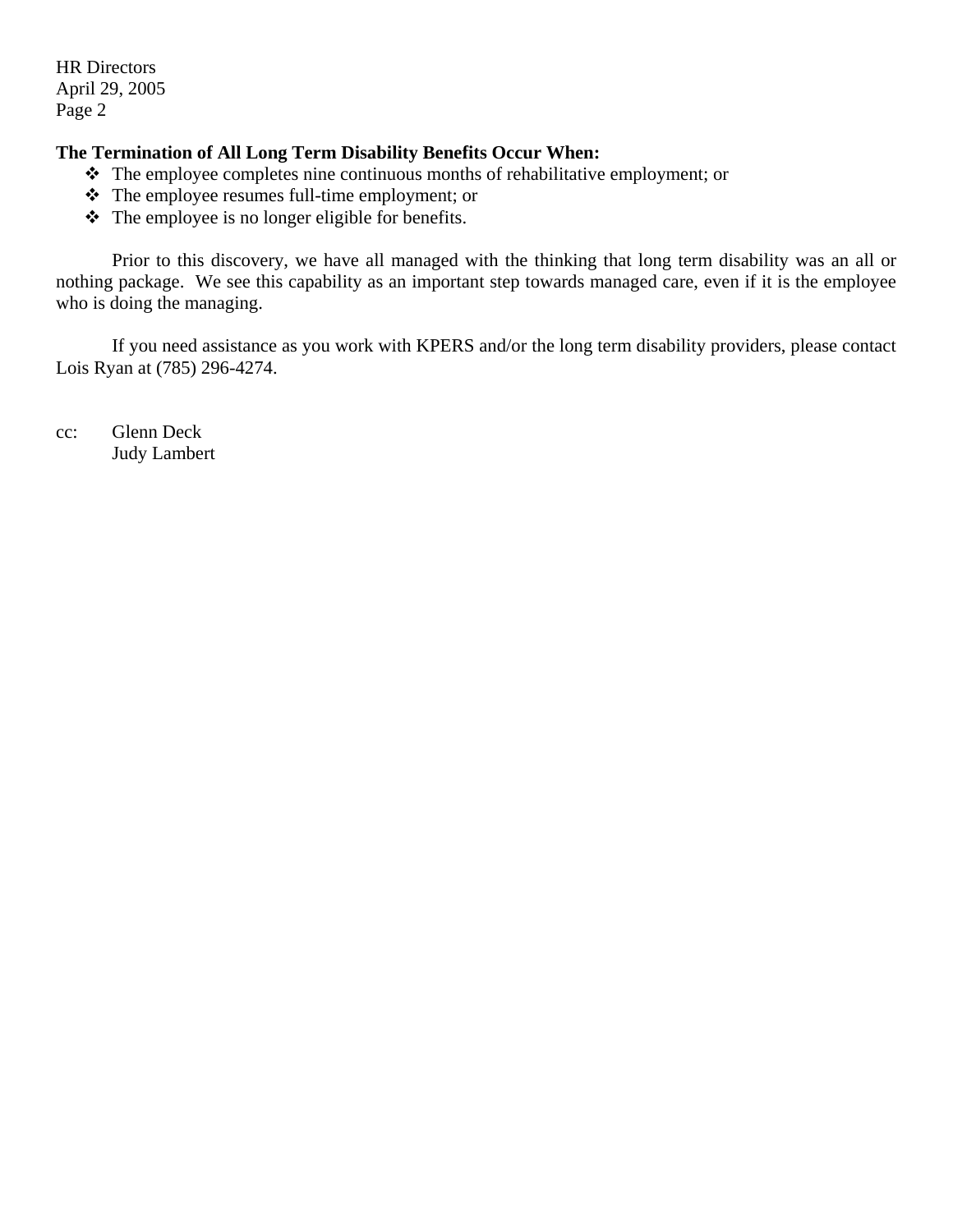**The Termination of All Long Term Disability Benefits Occur When:**

- The employee completes nine continuous months of rehabilitative employment; or
- The employee resumes full-time employment; or
- The employee is no longer eligible for benefits.

Prior to this discovery, we have all managed with the thinking that long term disability was an all or nothing package. We see this capability as an important step towards managed care, even if it is the employee who is doing the managing.

If you need assistance as you work with KPERS and/or the long term disability providers, please contact Lois Ryan at (785) 296-4274.

cc: Glenn Deck
Judy Lambert